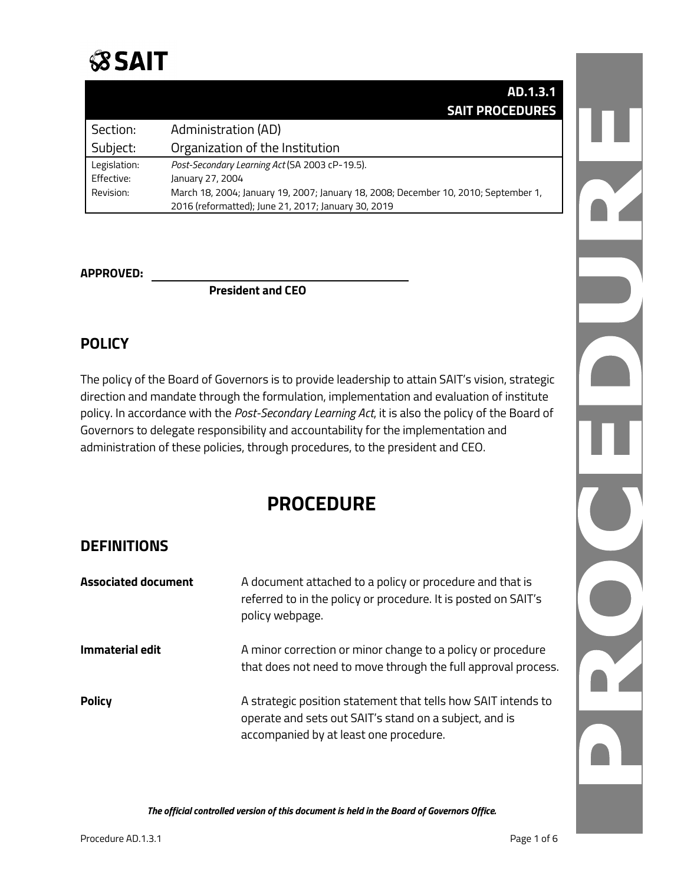# SAIT

| | **AD.1.3.1 SAIT PROCEDURES** |
|---|---|
| Section: | Administration (AD) |
| Subject: | Organization of the Institution |
| Legislation: | *Post-Secondary Learning Act* (SA 2003 cP-19.5). |
| Effective: | January 27, 2004 |
| Revision: | March 18, 2004; January 19, 2007; January 18, 2008; December 10, 2010; September 1, 2016 (reformatted); June 21, 2017; January 30, 2019 |

**APPROVED:** ______________________________

**President and CEO**

## POLICY

The policy of the Board of Governors is to provide leadership to attain SAIT's vision, strategic direction and mandate through the formulation, implementation and evaluation of institute policy. In accordance with the *Post-Secondary Learning Act*, it is also the policy of the Board of Governors to delegate responsibility and accountability for the implementation and administration of these policies, through procedures, to the president and CEO.

# PROCEDURE

## DEFINITIONS

**Associated document** — A document attached to a policy or procedure and that is referred to in the policy or procedure. It is posted on SAIT's policy webpage.

**Immaterial edit** — A minor correction or minor change to a policy or procedure that does not need to move through the full approval process.

**Policy** — A strategic position statement that tells how SAIT intends to operate and sets out SAIT's stand on a subject, and is accompanied by at least one procedure.

***The official controlled version of this document is held in the Board of Governors Office.***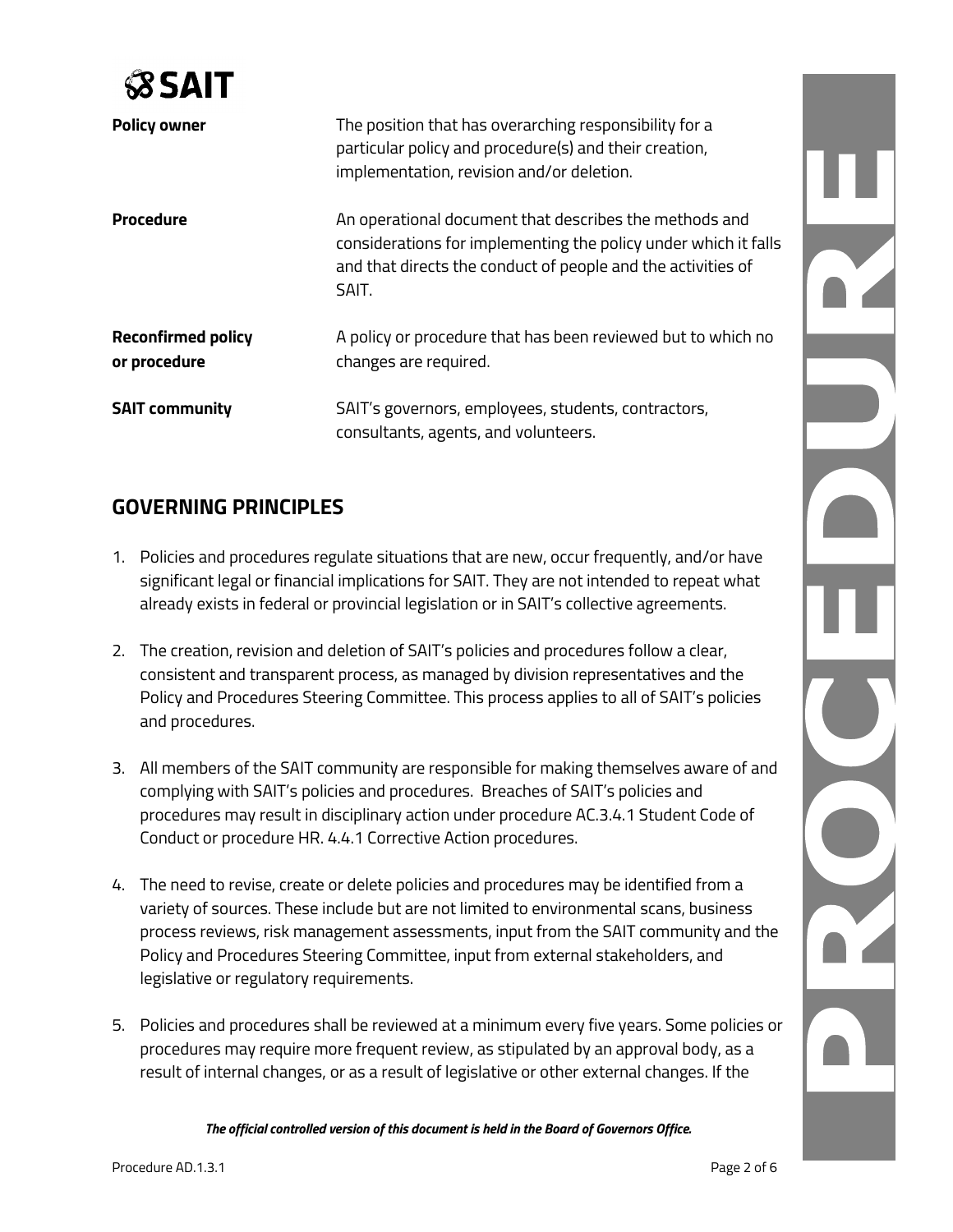| | |
|---|---|
| **Policy owner** | The position that has overarching responsibility for a particular policy and procedure(s) and their creation, implementation, revision and/or deletion. |
| **Procedure** | An operational document that describes the methods and considerations for implementing the policy under which it falls and that directs the conduct of people and the activities of SAIT. |
| **Reconfirmed policy or procedure** | A policy or procedure that has been reviewed but to which no changes are required. |
| **SAIT community** | SAIT's governors, employees, students, contractors, consultants, agents, and volunteers. |

## GOVERNING PRINCIPLES

1. Policies and procedures regulate situations that are new, occur frequently, and/or have significant legal or financial implications for SAIT. They are not intended to repeat what already exists in federal or provincial legislation or in SAIT's collective agreements.

2. The creation, revision and deletion of SAIT's policies and procedures follow a clear, consistent and transparent process, as managed by division representatives and the Policy and Procedures Steering Committee. This process applies to all of SAIT's policies and procedures.

3. All members of the SAIT community are responsible for making themselves aware of and complying with SAIT's policies and procedures. Breaches of SAIT's policies and procedures may result in disciplinary action under procedure AC.3.4.1 Student Code of Conduct or procedure HR. 4.4.1 Corrective Action procedures.

4. The need to revise, create or delete policies and procedures may be identified from a variety of sources. These include but are not limited to environmental scans, business process reviews, risk management assessments, input from the SAIT community and the Policy and Procedures Steering Committee, input from external stakeholders, and legislative or regulatory requirements.

5. Policies and procedures shall be reviewed at a minimum every five years. Some policies or procedures may require more frequent review, as stipulated by an approval body, as a result of internal changes, or as a result of legislative or other external changes. If the

*The official controlled version of this document is held in the Board of Governors Office.*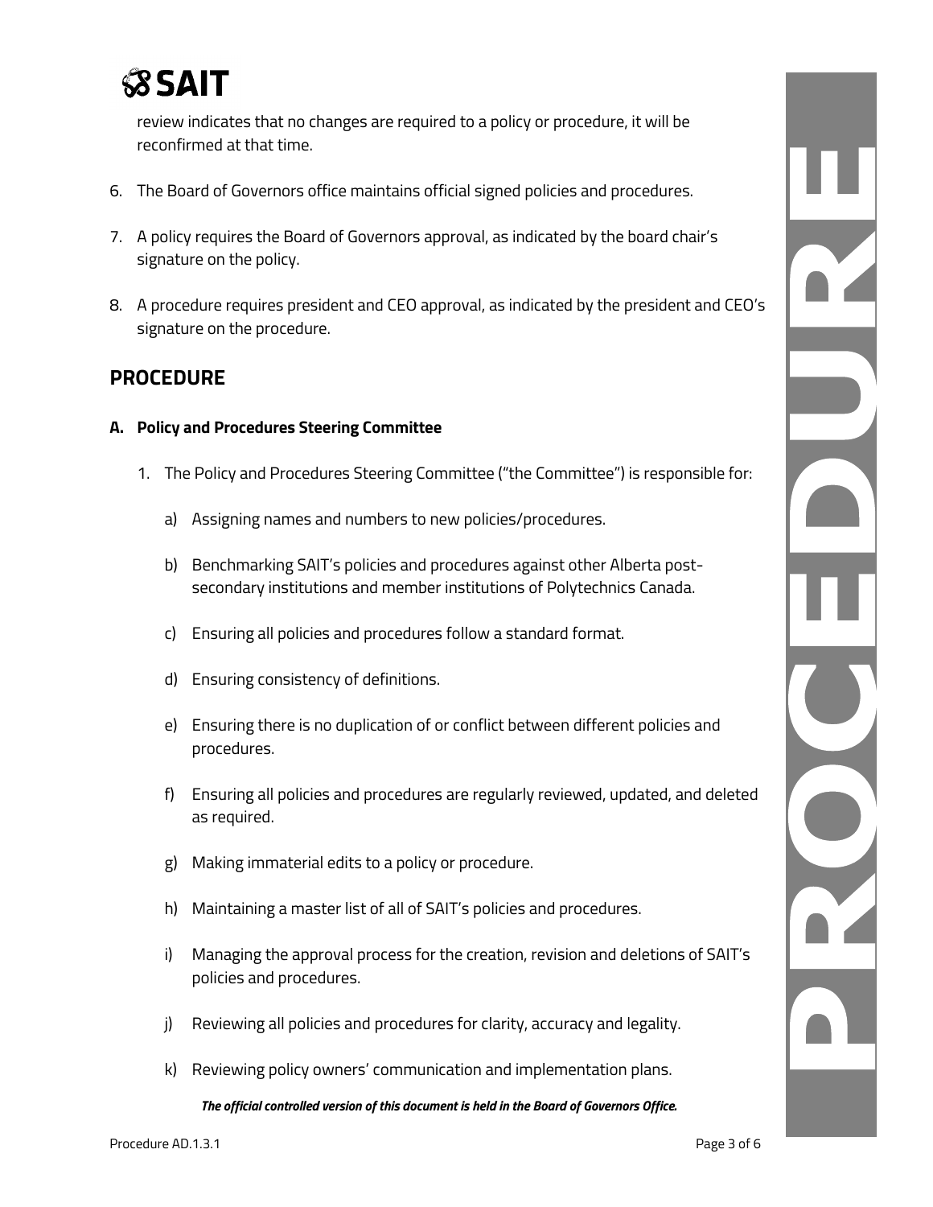review indicates that no changes are required to a policy or procedure, it will be reconfirmed at that time.

6. The Board of Governors office maintains official signed policies and procedures.

7. A policy requires the Board of Governors approval, as indicated by the board chair's signature on the policy.

8. A procedure requires president and CEO approval, as indicated by the president and CEO's signature on the procedure.

## PROCEDURE

### A. Policy and Procedures Steering Committee

1. The Policy and Procedures Steering Committee ("the Committee") is responsible for:

   a) Assigning names and numbers to new policies/procedures.

   b) Benchmarking SAIT's policies and procedures against other Alberta post-secondary institutions and member institutions of Polytechnics Canada.

   c) Ensuring all policies and procedures follow a standard format.

   d) Ensuring consistency of definitions.

   e) Ensuring there is no duplication of or conflict between different policies and procedures.

   f) Ensuring all policies and procedures are regularly reviewed, updated, and deleted as required.

   g) Making immaterial edits to a policy or procedure.

   h) Maintaining a master list of all of SAIT's policies and procedures.

   i) Managing the approval process for the creation, revision and deletions of SAIT's policies and procedures.

   j) Reviewing all policies and procedures for clarity, accuracy and legality.

   k) Reviewing policy owners' communication and implementation plans.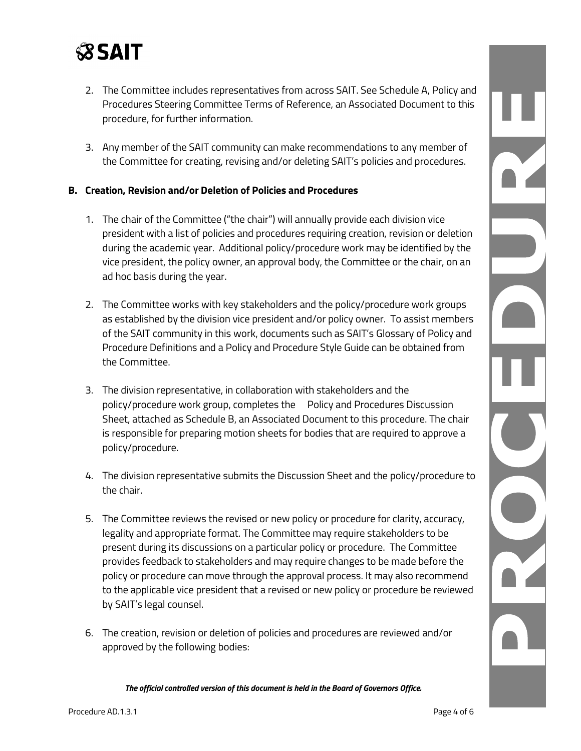2. The Committee includes representatives from across SAIT. See Schedule A, Policy and Procedures Steering Committee Terms of Reference, an Associated Document to this procedure, for further information.

3. Any member of the SAIT community can make recommendations to any member of the Committee for creating, revising and/or deleting SAIT's policies and procedures.

## B. Creation, Revision and/or Deletion of Policies and Procedures

1. The chair of the Committee ("the chair") will annually provide each division vice president with a list of policies and procedures requiring creation, revision or deletion during the academic year. Additional policy/procedure work may be identified by the vice president, the policy owner, an approval body, the Committee or the chair, on an ad hoc basis during the year.

2. The Committee works with key stakeholders and the policy/procedure work groups as established by the division vice president and/or policy owner. To assist members of the SAIT community in this work, documents such as SAIT's Glossary of Policy and Procedure Definitions and a Policy and Procedure Style Guide can be obtained from the Committee.

3. The division representative, in collaboration with stakeholders and the policy/procedure work group, completes the Policy and Procedures Discussion Sheet, attached as Schedule B, an Associated Document to this procedure. The chair is responsible for preparing motion sheets for bodies that are required to approve a policy/procedure.

4. The division representative submits the Discussion Sheet and the policy/procedure to the chair.

5. The Committee reviews the revised or new policy or procedure for clarity, accuracy, legality and appropriate format. The Committee may require stakeholders to be present during its discussions on a particular policy or procedure. The Committee provides feedback to stakeholders and may require changes to be made before the policy or procedure can move through the approval process. It may also recommend to the applicable vice president that a revised or new policy or procedure be reviewed by SAIT's legal counsel.

6. The creation, revision or deletion of policies and procedures are reviewed and/or approved by the following bodies: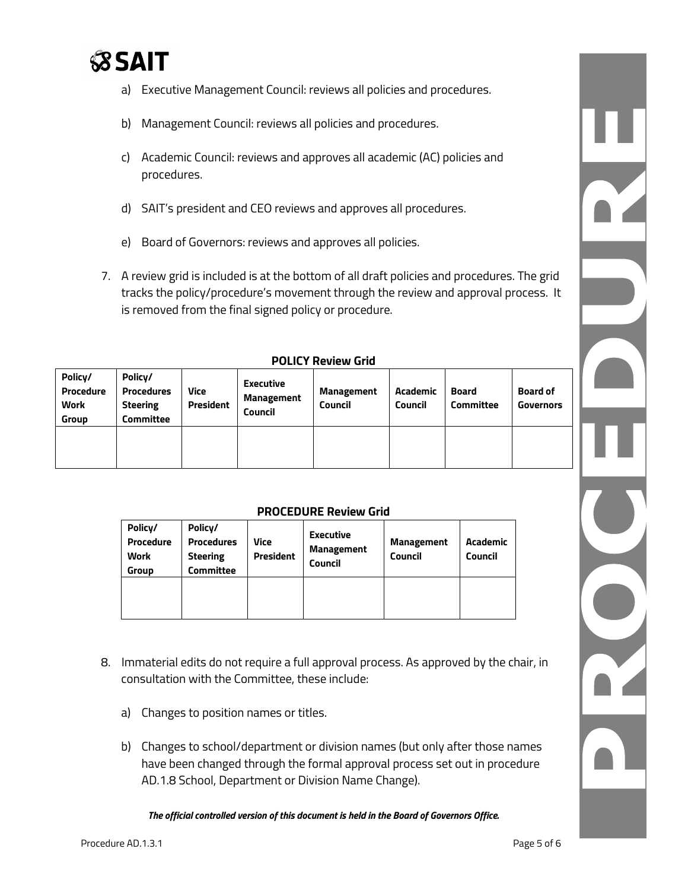a) Executive Management Council: reviews all policies and procedures.

b) Management Council: reviews all policies and procedures.

c) Academic Council: reviews and approves all academic (AC) policies and procedures.

d) SAIT's president and CEO reviews and approves all procedures.

e) Board of Governors: reviews and approves all policies.

7. A review grid is included is at the bottom of all draft policies and procedures. The grid tracks the policy/procedure's movement through the review and approval process. It is removed from the final signed policy or procedure.

**POLICY Review Grid**

| Policy/ Procedure Work Group | Policy/ Procedures Steering Committee | Vice President | Executive Management Council | Management Council | Academic Council | Board Committee | Board of Governors |
|---|---|---|---|---|---|---|---|
| | | | | | | | |

**PROCEDURE Review Grid**

| Policy/ Procedure Work Group | Policy/ Procedures Steering Committee | Vice President | Executive Management Council | Management Council | Academic Council |
|---|---|---|---|---|---|
| | | | | | |

8. Immaterial edits do not require a full approval process. As approved by the chair, in consultation with the Committee, these include:

a) Changes to position names or titles.

b) Changes to school/department or division names (but only after those names have been changed through the formal approval process set out in procedure AD.1.8 School, Department or Division Name Change).

***The official controlled version of this document is held in the Board of Governors Office.***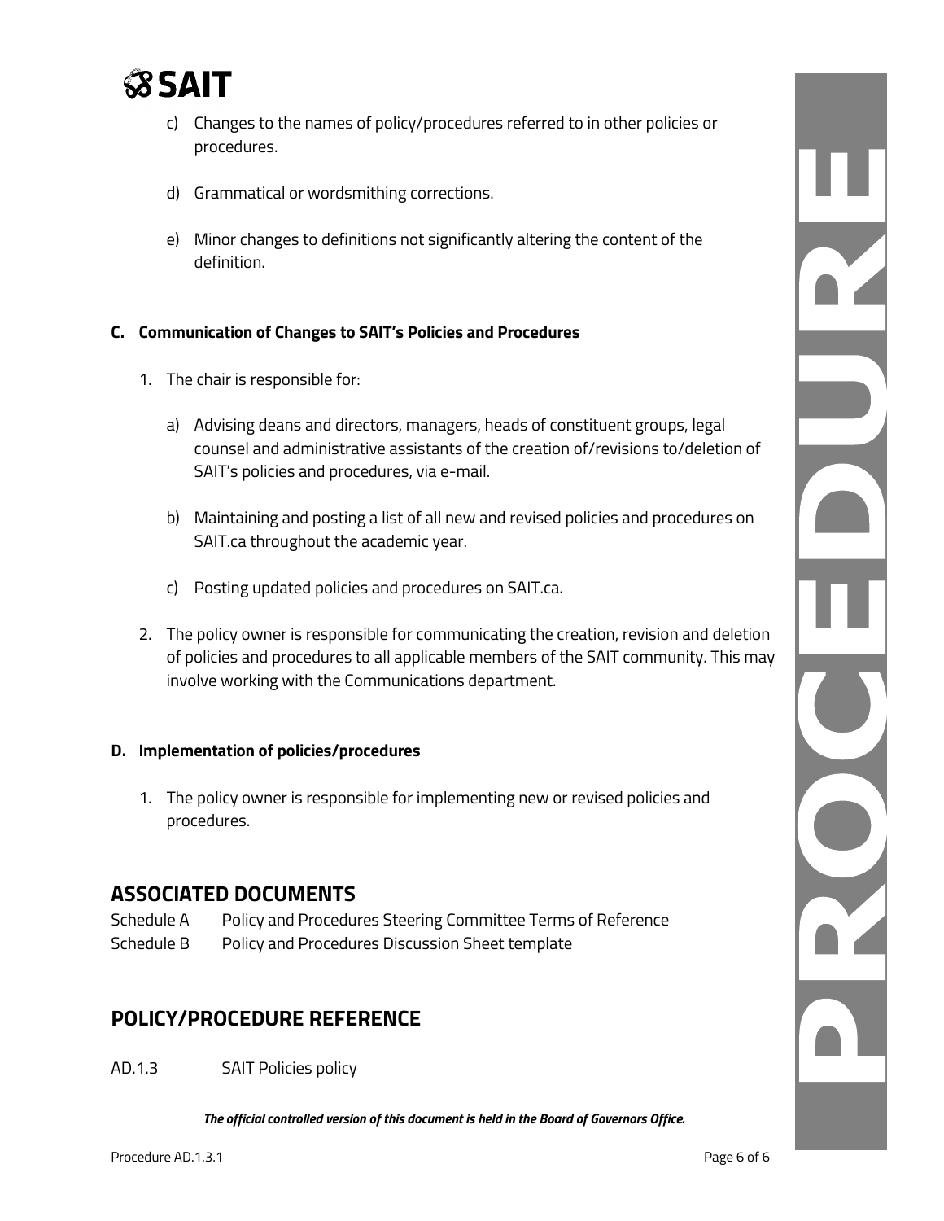c) Changes to the names of policy/procedures referred to in other policies or procedures.

d) Grammatical or wordsmithing corrections.

e) Minor changes to definitions not significantly altering the content of the definition.

**C. Communication of Changes to SAIT's Policies and Procedures**

1. The chair is responsible for:

   a) Advising deans and directors, managers, heads of constituent groups, legal counsel and administrative assistants of the creation of/revisions to/deletion of SAIT's policies and procedures, via e-mail.

   b) Maintaining and posting a list of all new and revised policies and procedures on SAIT.ca throughout the academic year.

   c) Posting updated policies and procedures on SAIT.ca.

2. The policy owner is responsible for communicating the creation, revision and deletion of policies and procedures to all applicable members of the SAIT community. This may involve working with the Communications department.

**D. Implementation of policies/procedures**

1. The policy owner is responsible for implementing new or revised policies and procedures.

## ASSOCIATED DOCUMENTS

Schedule A Policy and Procedures Steering Committee Terms of Reference
Schedule B Policy and Procedures Discussion Sheet template

## POLICY/PROCEDURE REFERENCE

AD.1.3 SAIT Policies policy

***The official controlled version of this document is held in the Board of Governors Office.***